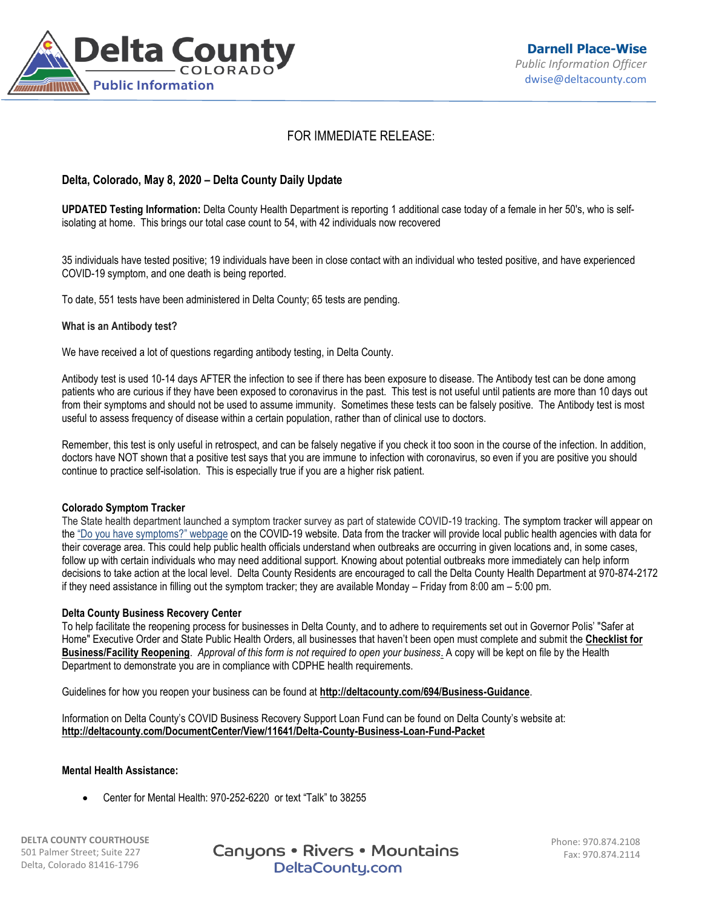Delta County COLORADO Public Information

**Darnell Place-Wise**
*Public Information Officer*
dwise@deltacounty.com

FOR IMMEDIATE RELEASE:

**Delta, Colorado, May 8, 2020 – Delta County Daily Update**

**UPDATED Testing Information:** Delta County Health Department is reporting 1 additional case today of a female in her 50's, who is self-isolating at home. This brings our total case count to 54, with 42 individuals now recovered

35 individuals have tested positive; 19 individuals have been in close contact with an individual who tested positive, and have experienced COVID-19 symptom, and one death is being reported.

To date, 551 tests have been administered in Delta County; 65 tests are pending.

**What is an Antibody test?**

We have received a lot of questions regarding antibody testing, in Delta County.

Antibody test is used 10-14 days AFTER the infection to see if there has been exposure to disease. The Antibody test can be done among patients who are curious if they have been exposed to coronavirus in the past. This test is not useful until patients are more than 10 days out from their symptoms and should not be used to assume immunity. Sometimes these tests can be falsely positive. The Antibody test is most useful to assess frequency of disease within a certain population, rather than of clinical use to doctors.

Remember, this test is only useful in retrospect, and can be falsely negative if you check it too soon in the course of the infection. In addition, doctors have NOT shown that a positive test says that you are immune to infection with coronavirus, so even if you are positive you should continue to practice self-isolation. This is especially true if you are a higher risk patient.

**Colorado Symptom Tracker**
The State health department launched a symptom tracker survey as part of statewide COVID-19 tracking. The symptom tracker will appear on the "Do you have symptoms?" webpage on the COVID-19 website. Data from the tracker will provide local public health agencies with data for their coverage area. This could help public health officials understand when outbreaks are occurring in given locations and, in some cases, follow up with certain individuals who may need additional support. Knowing about potential outbreaks more immediately can help inform decisions to take action at the local level. Delta County Residents are encouraged to call the Delta County Health Department at 970-874-2172 if they need assistance in filling out the symptom tracker; they are available Monday – Friday from 8:00 am – 5:00 pm.

**Delta County Business Recovery Center**
To help facilitate the reopening process for businesses in Delta County, and to adhere to requirements set out in Governor Polis' "Safer at Home" Executive Order and State Public Health Orders, all businesses that haven't been open must complete and submit the **Checklist for Business/Facility Reopening**. *Approval of this form is not required to open your business.* A copy will be kept on file by the Health Department to demonstrate you are in compliance with CDPHE health requirements.

Guidelines for how you reopen your business can be found at **http://deltacounty.com/694/Business-Guidance**.

Information on Delta County's COVID Business Recovery Support Loan Fund can be found on Delta County's website at: **http://deltacounty.com/DocumentCenter/View/11641/Delta-County-Business-Loan-Fund-Packet**

**Mental Health Assistance:**

- Center for Mental Health: 970-252-6220 or text "Talk" to 38255

DELTA COUNTY COURTHOUSE
501 Palmer Street; Suite 227
Delta, Colorado 81416-1796

Canyons • Rivers • Mountains
DeltaCounty.com

Phone: 970.874.2108
Fax: 970.874.2114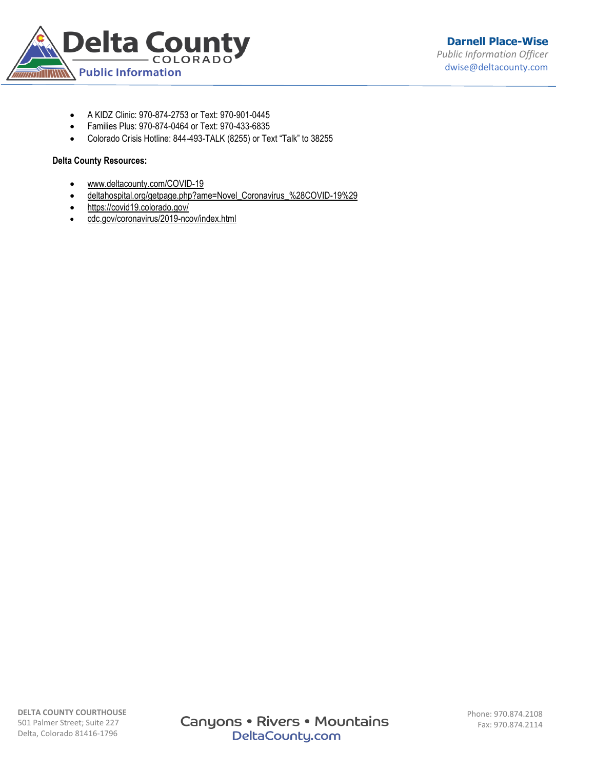- A KIDZ Clinic: 970-874-2753 or Text: 970-901-0445
- Families Plus: 970-874-0464 or Text: 970-433-6835
- Colorado Crisis Hotline: 844-493-TALK (8255) or Text "Talk" to 38255

**Delta County Resources:**

- www.deltacounty.com/COVID-19
- deltahospital.org/getpage.php?ame=Novel_Coronavirus_%28COVID-19%29
- https://covid19.colorado.gov/
- cdc.gov/coronavirus/2019-ncov/index.html